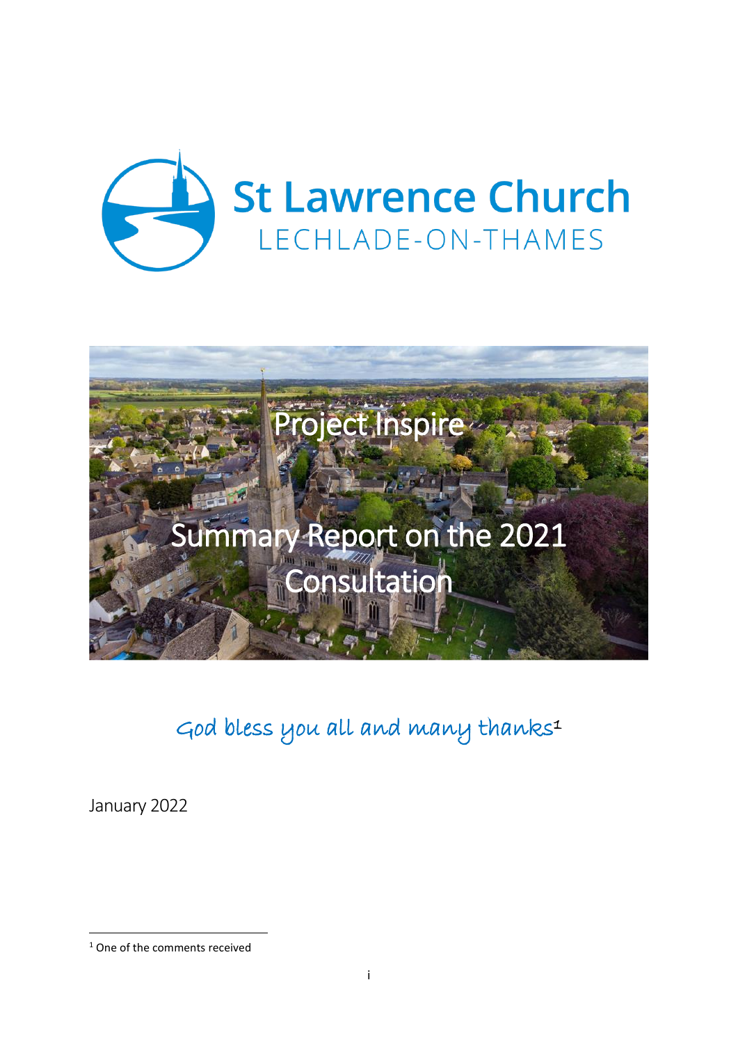# St Lawrence Church

LECHLADE-ON-THAMES

# Project Inspire

## Summary Report on the 2021 Consultation

*God bless you all and many thanks*[1]

January 2022

[1] One of the comments received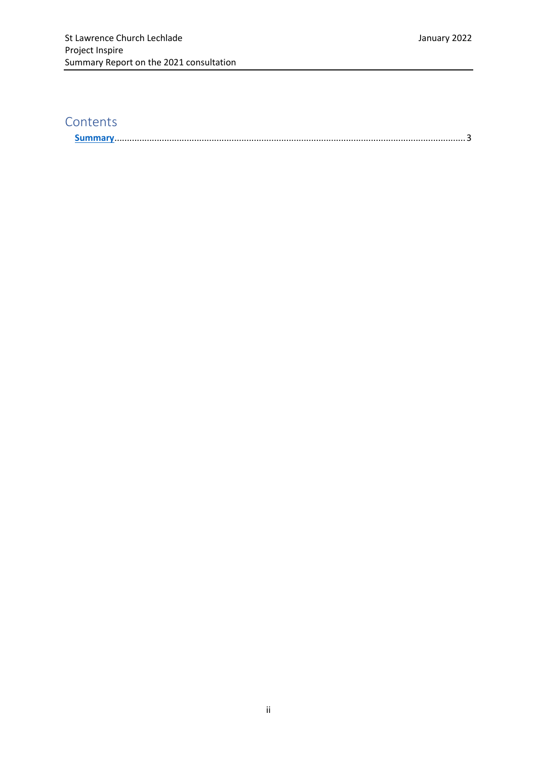# Contents

[Summary](#summary)........................................................................................................................................3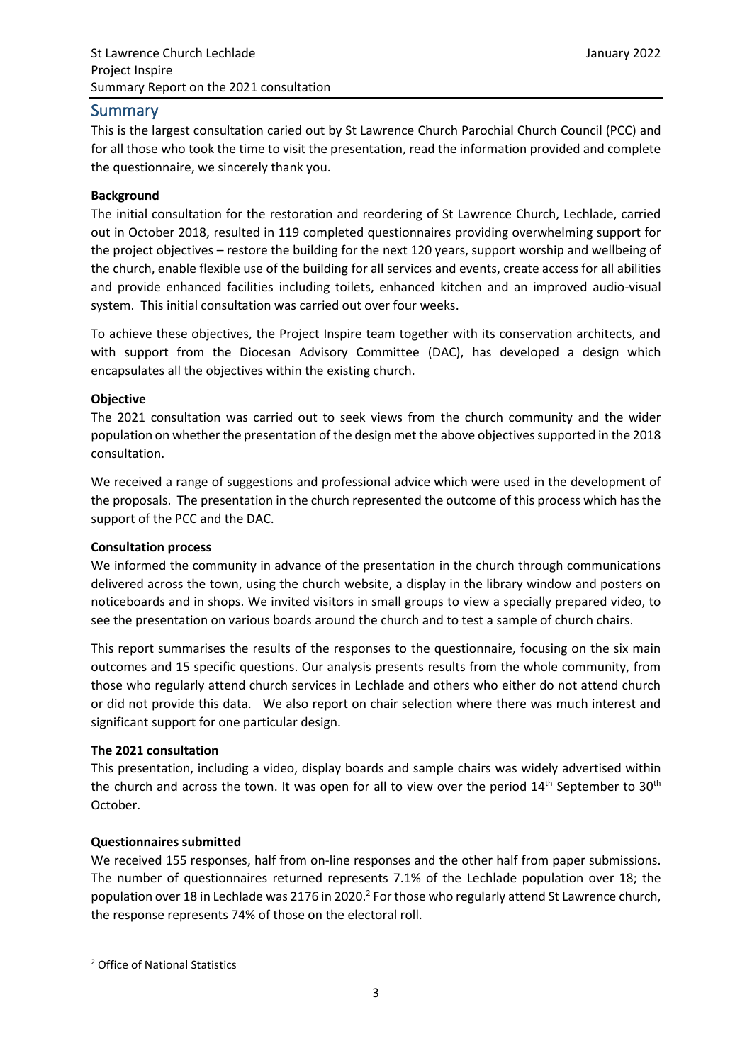## Summary

This is the largest consultation caried out by St Lawrence Church Parochial Church Council (PCC) and for all those who took the time to visit the presentation, read the information provided and complete the questionnaire, we sincerely thank you.

**Background**

The initial consultation for the restoration and reordering of St Lawrence Church, Lechlade, carried out in October 2018, resulted in 119 completed questionnaires providing overwhelming support for the project objectives – restore the building for the next 120 years, support worship and wellbeing of the church, enable flexible use of the building for all services and events, create access for all abilities and provide enhanced facilities including toilets, enhanced kitchen and an improved audio-visual system. This initial consultation was carried out over four weeks.

To achieve these objectives, the Project Inspire team together with its conservation architects, and with support from the Diocesan Advisory Committee (DAC), has developed a design which encapsulates all the objectives within the existing church.

**Objective**

The 2021 consultation was carried out to seek views from the church community and the wider population on whether the presentation of the design met the above objectives supported in the 2018 consultation.

We received a range of suggestions and professional advice which were used in the development of the proposals. The presentation in the church represented the outcome of this process which has the support of the PCC and the DAC.

**Consultation process**

We informed the community in advance of the presentation in the church through communications delivered across the town, using the church website, a display in the library window and posters on noticeboards and in shops. We invited visitors in small groups to view a specially prepared video, to see the presentation on various boards around the church and to test a sample of church chairs.

This report summarises the results of the responses to the questionnaire, focusing on the six main outcomes and 15 specific questions. Our analysis presents results from the whole community, from those who regularly attend church services in Lechlade and others who either do not attend church or did not provide this data. We also report on chair selection where there was much interest and significant support for one particular design.

**The 2021 consultation**

This presentation, including a video, display boards and sample chairs was widely advertised within the church and across the town. It was open for all to view over the period 14th September to 30th October.

**Questionnaires submitted**

We received 155 responses, half from on-line responses and the other half from paper submissions. The number of questionnaires returned represents 7.1% of the Lechlade population over 18; the population over 18 in Lechlade was 2176 in 2020.[2] For those who regularly attend St Lawrence church, the response represents 74% of those on the electoral roll.

---

[2] Office of National Statistics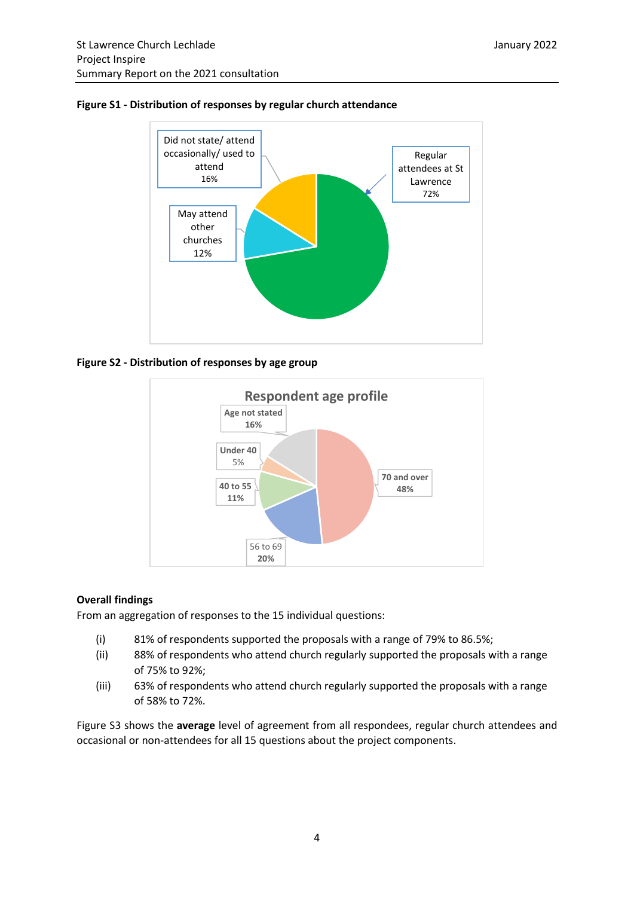**Figure S1 - Distribution of responses by regular church attendance**

Did not state/ attend occasionally/ used to attend 16%

May attend other churches 12%

Regular attendees at St Lawrence 72%

**Figure S2 - Distribution of responses by age group**

Respondent age profile

Age not stated 16%

Under 40 5%

40 to 55 11%

56 to 69 20%

70 and over 48%

**Overall findings**

From an aggregation of responses to the 15 individual questions:

(i) 81% of respondents supported the proposals with a range of 79% to 86.5%;

(ii) 88% of respondents who attend church regularly supported the proposals with a range of 75% to 92%;

(iii) 63% of respondents who attend church regularly supported the proposals with a range of 58% to 72%.

Figure S3 shows the **average** level of agreement from all respondees, regular church attendees and occasional or non-attendees for all 15 questions about the project components.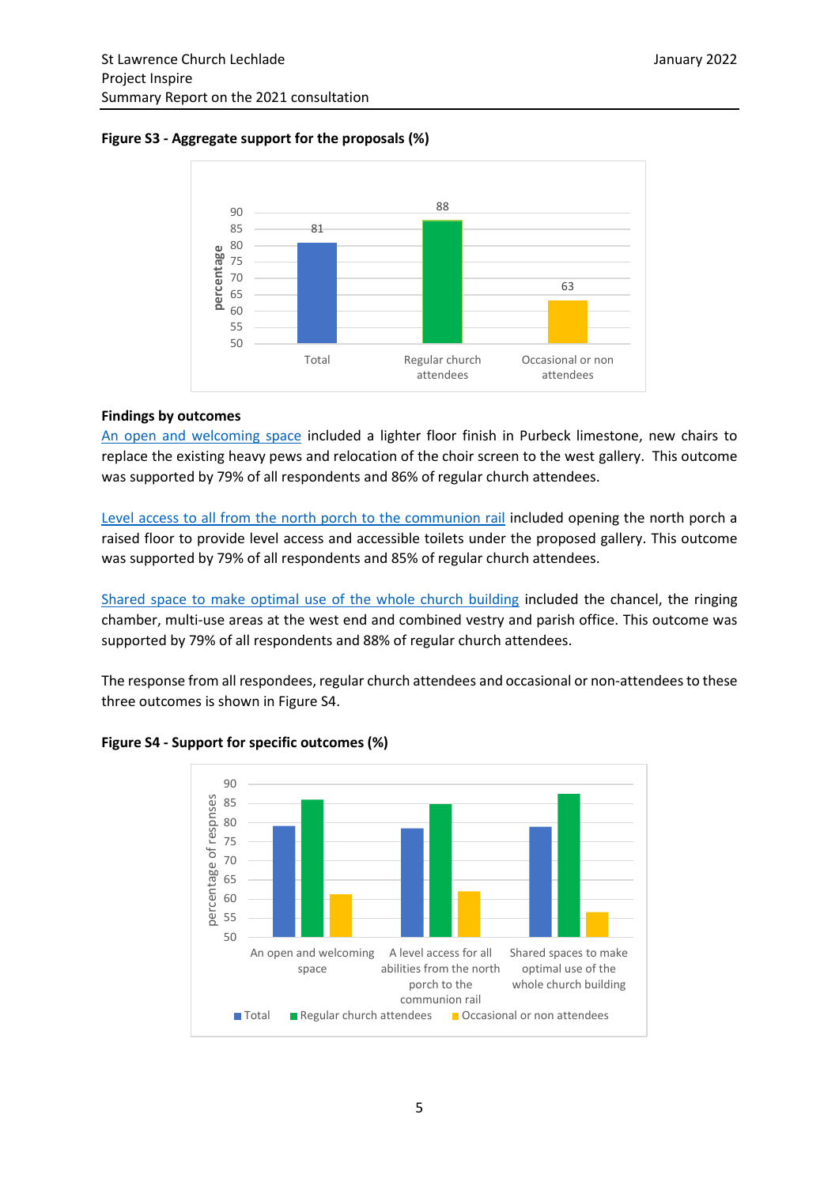**Figure S3 - Aggregate support for the proposals (%)**

**Findings by outcomes**

An open and welcoming space included a lighter floor finish in Purbeck limestone, new chairs to replace the existing heavy pews and relocation of the choir screen to the west gallery. This outcome was supported by 79% of all respondents and 86% of regular church attendees.

Level access to all from the north porch to the communion rail included opening the north porch a raised floor to provide level access and accessible toilets under the proposed gallery. This outcome was supported by 79% of all respondents and 85% of regular church attendees.

Shared space to make optimal use of the whole church building included the chancel, the ringing chamber, multi-use areas at the west end and combined vestry and parish office. This outcome was supported by 79% of all respondents and 88% of regular church attendees.

The response from all respondees, regular church attendees and occasional or non-attendees to these three outcomes is shown in Figure S4.

**Figure S4 - Support for specific outcomes (%)**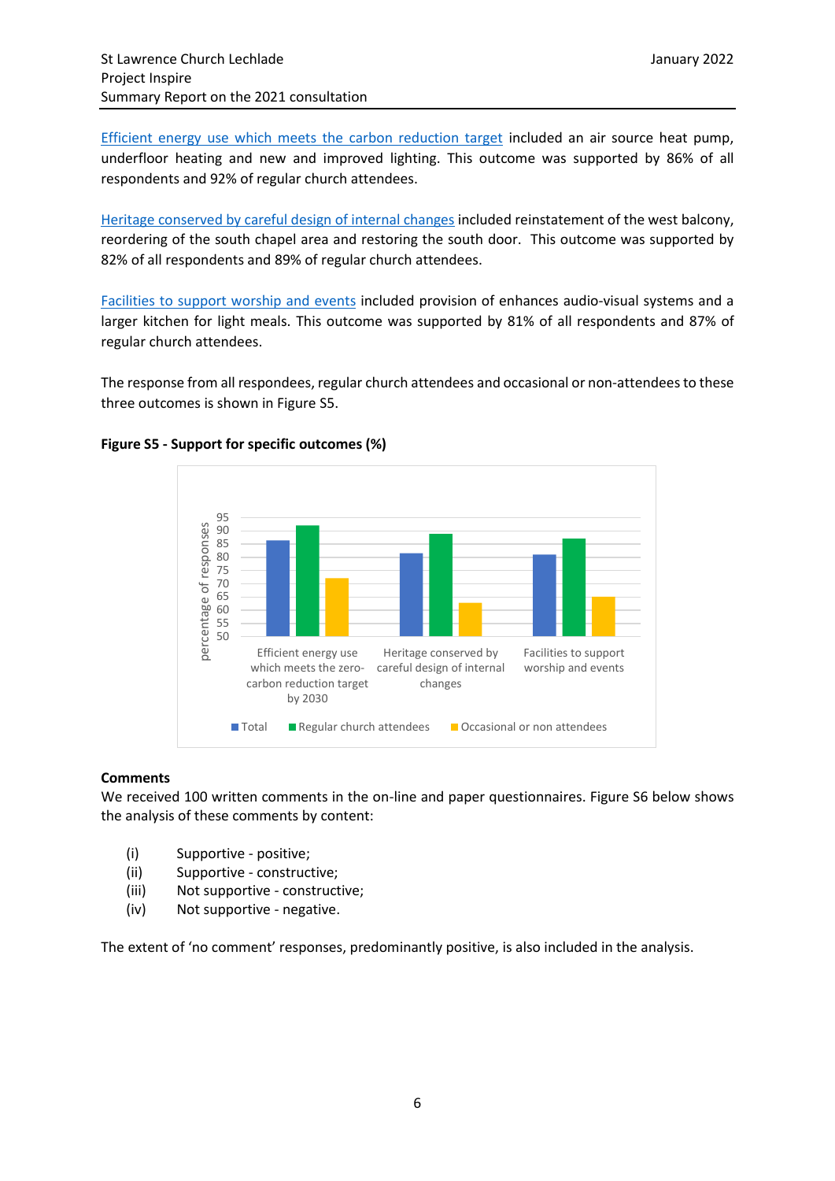Efficient energy use which meets the carbon reduction target included an air source heat pump, underfloor heating and new and improved lighting. This outcome was supported by 86% of all respondents and 92% of regular church attendees.

Heritage conserved by careful design of internal changes included reinstatement of the west balcony, reordering of the south chapel area and restoring the south door. This outcome was supported by 82% of all respondents and 89% of regular church attendees.

Facilities to support worship and events included provision of enhances audio-visual systems and a larger kitchen for light meals. This outcome was supported by 81% of all respondents and 87% of regular church attendees.

The response from all respondees, regular church attendees and occasional or non-attendees to these three outcomes is shown in Figure S5.

**Figure S5 - Support for specific outcomes (%)**

| | Total | Regular church attendees | Occasional or non attendees |
|---|---|---|---|
| Efficient energy use which meets the zero-carbon reduction target by 2030 | 86 | 92 | 72 |
| Heritage conserved by careful design of internal changes | 82 | 89 | 63 |
| Facilities to support worship and events | 81 | 87 | 65 |

**Comments**

We received 100 written comments in the on-line and paper questionnaires. Figure S6 below shows the analysis of these comments by content:

(i) Supportive - positive;
(ii) Supportive - constructive;
(iii) Not supportive - constructive;
(iv) Not supportive - negative.

The extent of 'no comment' responses, predominantly positive, is also included in the analysis.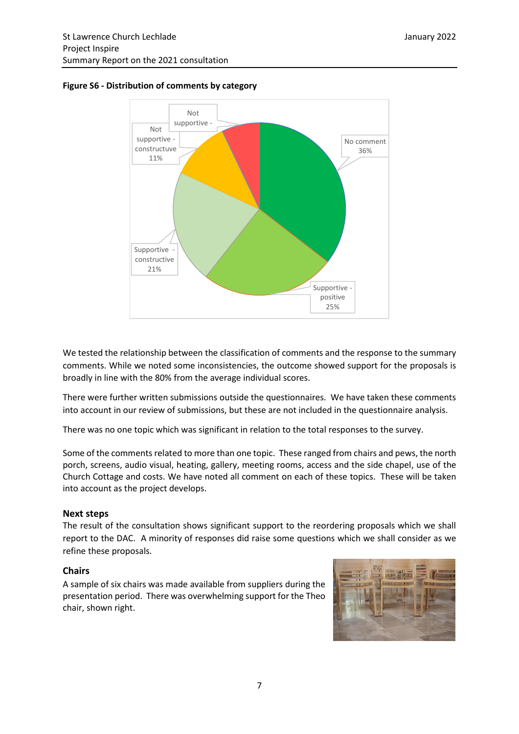**Figure S6 - Distribution of comments by category**

Not supportive -

Not supportive - constructuve 11%

No comment 36%

Supportive - constructive 21%

Supportive - positive 25%

We tested the relationship between the classification of comments and the response to the summary comments. While we noted some inconsistencies, the outcome showed support for the proposals is broadly in line with the 80% from the average individual scores.

There were further written submissions outside the questionnaires. We have taken these comments into account in our review of submissions, but these are not included in the questionnaire analysis.

There was no one topic which was significant in relation to the total responses to the survey.

Some of the comments related to more than one topic. These ranged from chairs and pews, the north porch, screens, audio visual, heating, gallery, meeting rooms, access and the side chapel, use of the Church Cottage and costs. We have noted all comment on each of these topics. These will be taken into account as the project develops.

## Next steps

The result of the consultation shows significant support to the reordering proposals which we shall report to the DAC. A minority of responses did raise some questions which we shall consider as we refine these proposals.

## Chairs

A sample of six chairs was made available from suppliers during the presentation period. There was overwhelming support for the Theo chair, shown right.